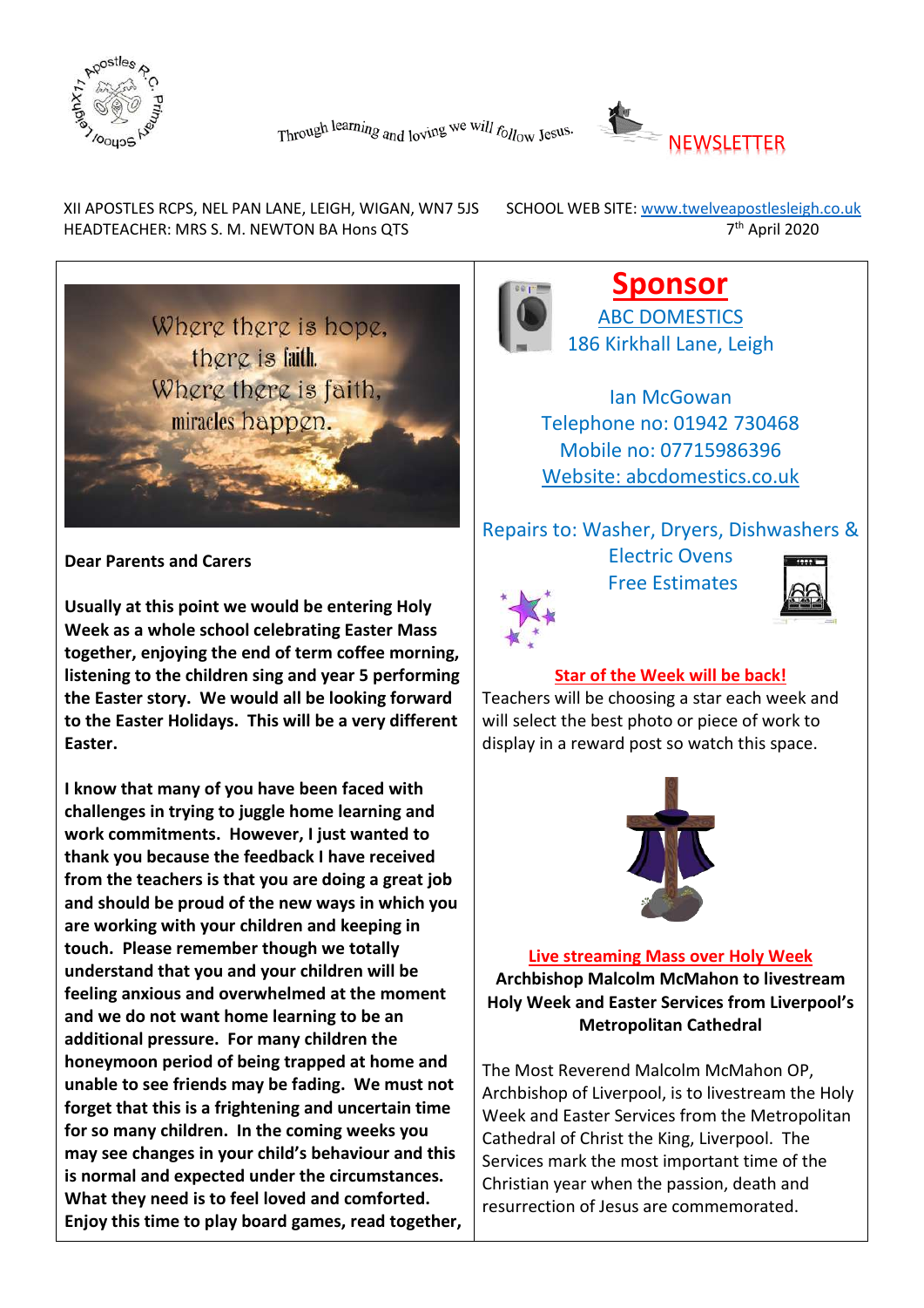Through learning and loving we will follow Jesus.

NEWSLETTER

XII APOSTLES RCPS, NEL PAN LANE, LEIGH, WIGAN, WN7 5JS
HEADTEACHER: MRS S. M. NEWTON BA Hons QTS

SCHOOL WEB SITE: www.twelveapostlesleigh.co.uk
7th April 2020

Where there is hope,
there is faith.
Where there is faith,
miracles happen.

**Dear Parents and Carers**

**Usually at this point we would be entering Holy Week as a whole school celebrating Easter Mass together, enjoying the end of term coffee morning, listening to the children sing and year 5 performing the Easter story. We would all be looking forward to the Easter Holidays. This will be a very different Easter.**

**I know that many of you have been faced with challenges in trying to juggle home learning and work commitments. However, I just wanted to thank you because the feedback I have received from the teachers is that you are doing a great job and should be proud of the new ways in which you are working with your children and keeping in touch. Please remember though we totally understand that you and your children will be feeling anxious and overwhelmed at the moment and we do not want home learning to be an additional pressure. For many children the honeymoon period of being trapped at home and unable to see friends may be fading. We must not forget that this is a frightening and uncertain time for so many children. In the coming weeks you may see changes in your child's behaviour and this is normal and expected under the circumstances. What they need is to feel loved and comforted. Enjoy this time to play board games, read together,**

## Sponsor

ABC DOMESTICS
186 Kirkhall Lane, Leigh

Ian McGowan
Telephone no: 01942 730468
Mobile no: 07715986396
Website: abcdomestics.co.uk

Repairs to: Washer, Dryers, Dishwashers & Electric Ovens
Free Estimates

**Star of the Week will be back!**

Teachers will be choosing a star each week and will select the best photo or piece of work to display in a reward post so watch this space.

**Live streaming Mass over Holy Week**

**Archbishop Malcolm McMahon to livestream Holy Week and Easter Services from Liverpool's Metropolitan Cathedral**

The Most Reverend Malcolm McMahon OP, Archbishop of Liverpool, is to livestream the Holy Week and Easter Services from the Metropolitan Cathedral of Christ the King, Liverpool. The Services mark the most important time of the Christian year when the passion, death and resurrection of Jesus are commemorated.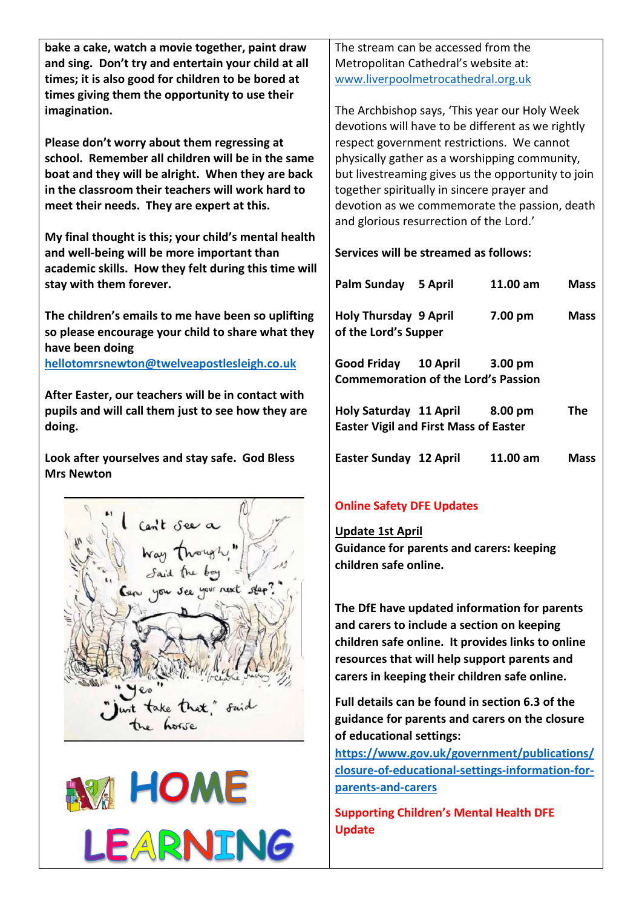**bake a cake, watch a movie together, paint draw and sing. Don't try and entertain your child at all times; it is also good for children to be bored at times giving them the opportunity to use their imagination.**

**Please don't worry about them regressing at school. Remember all children will be in the same boat and they will be alright. When they are back in the classroom their teachers will work hard to meet their needs. They are expert at this.**

**My final thought is this; your child's mental health and well-being will be more important than academic skills. How they felt during this time will stay with them forever.**

**The children's emails to me have been so uplifting so please encourage your child to share what they have been doing [hellotomrsnewton@twelveapostlesleigh.co.uk](mailto:hellotomrsnewton@twelveapostlesleigh.co.uk)**

**After Easter, our teachers will be in contact with pupils and will call them just to see how they are doing.**

**Look after yourselves and stay safe. God Bless Mrs Newton**

The stream can be accessed from the Metropolitan Cathedral's website at: [www.liverpoolmetrocathedral.org.uk](http://www.liverpoolmetrocathedral.org.uk)

The Archbishop says, 'This year our Holy Week devotions will have to be different as we rightly respect government restrictions. We cannot physically gather as a worshipping community, but livestreaming gives us the opportunity to join together spiritually in sincere prayer and devotion as we commemorate the passion, death and glorious resurrection of the Lord.'

**Services will be streamed as follows:**

| | | | |
|---|---|---|---|
| **Palm Sunday** | **5 April** | **11.00 am** | **Mass** |
| **Holy Thursday of the Lord's Supper** | **9 April** | **7.00 pm** | **Mass** |
| **Good Friday Commemoration of the Lord's Passion** | **10 April** | **3.00 pm** | |
| **Holy Saturday The Easter Vigil and First Mass of Easter** | **11 April** | **8.00 pm** | |
| **Easter Sunday** | **12 April** | **11.00 am** | **Mass** |

## Online Safety DFE Updates

**Update 1st April**

**Guidance for parents and carers: keeping children safe online.**

**The DfE have updated information for parents and carers to include a section on keeping children safe online. It provides links to online resources that will help support parents and carers in keeping their children safe online.**

**Full details can be found in section 6.3 of the guidance for parents and carers on the closure of educational settings: [https://www.gov.uk/government/publications/closure-of-educational-settings-information-for-parents-and-carers](https://www.gov.uk/government/publications/closure-of-educational-settings-information-for-parents-and-carers)**

## Supporting Children's Mental Health DFE Update

HOME LEARNING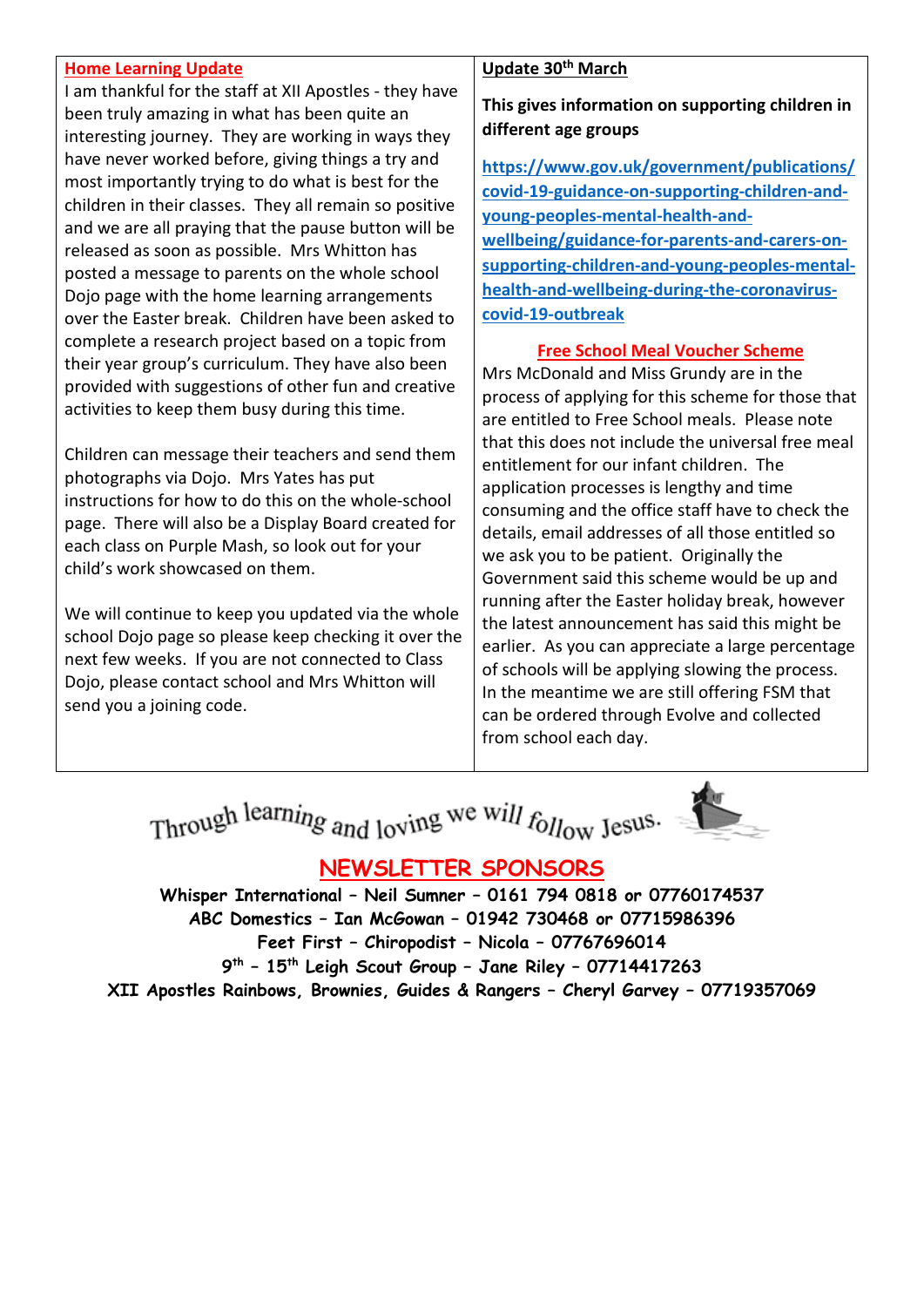## Home Learning Update

I am thankful for the staff at XII Apostles - they have been truly amazing in what has been quite an interesting journey. They are working in ways they have never worked before, giving things a try and most importantly trying to do what is best for the children in their classes. They all remain so positive and we are all praying that the pause button will be released as soon as possible. Mrs Whitton has posted a message to parents on the whole school Dojo page with the home learning arrangements over the Easter break. Children have been asked to complete a research project based on a topic from their year group's curriculum. They have also been provided with suggestions of other fun and creative activities to keep them busy during this time.

Children can message their teachers and send them photographs via Dojo. Mrs Yates has put instructions for how to do this on the whole-school page. There will also be a Display Board created for each class on Purple Mash, so look out for your child's work showcased on them.

We will continue to keep you updated via the whole school Dojo page so please keep checking it over the next few weeks. If you are not connected to Class Dojo, please contact school and Mrs Whitton will send you a joining code.

## Update 30th March

**This gives information on supporting children in different age groups**

**https://www.gov.uk/government/publications/covid-19-guidance-on-supporting-children-and-young-peoples-mental-health-and-wellbeing/guidance-for-parents-and-carers-on-supporting-children-and-young-peoples-mental-health-and-wellbeing-during-the-coronavirus-covid-19-outbreak**

## Free School Meal Voucher Scheme

Mrs McDonald and Miss Grundy are in the process of applying for this scheme for those that are entitled to Free School meals. Please note that this does not include the universal free meal entitlement for our infant children. The application processes is lengthy and time consuming and the office staff have to check the details, email addresses of all those entitled so we ask you to be patient. Originally the Government said this scheme would be up and running after the Easter holiday break, however the latest announcement has said this might be earlier. As you can appreciate a large percentage of schools will be applying slowing the process. In the meantime we are still offering FSM that can be ordered through Evolve and collected from school each day.

Through learning and loving we will follow Jesus.

## NEWSLETTER SPONSORS

**Whisper International – Neil Sumner – 0161 794 0818 or 07760174537**
**ABC Domestics – Ian McGowan – 01942 730468 or 07715986396**
**Feet First – Chiropodist – Nicola – 07767696014**
**9th – 15th Leigh Scout Group – Jane Riley – 07714417263**
**XII Apostles Rainbows, Brownies, Guides & Rangers – Cheryl Garvey – 07719357069**